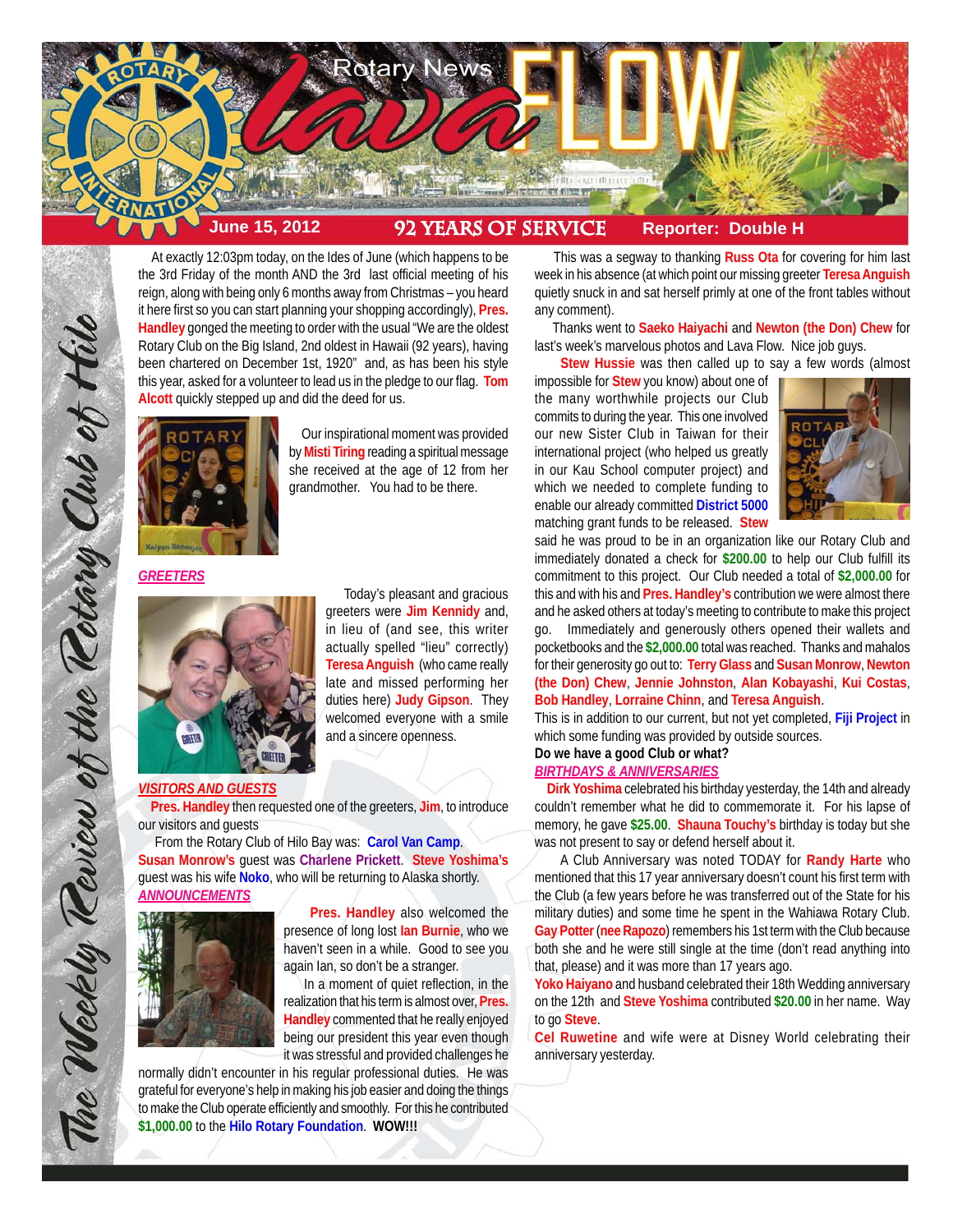# Rotary News lava FLOW

**June 15, 2012** | **92 YEARS OF SERVICE** | **Reporter: Double H**

*The Weekly Review of the Rotary Club of Hilo*

At exactly 12:03pm today, on the Ides of June (which happens to be the 3rd Friday of the month AND the 3rd last official meeting of his reign, along with being only 6 months away from Christmas – you heard it here first so you can start planning your shopping accordingly), **Pres. Handley** gonged the meeting to order with the usual "We are the oldest Rotary Club on the Big Island, 2nd oldest in Hawaii (92 years), having been chartered on December 1st, 1920" and, as has been his style this year, asked for a volunteer to lead us in the pledge to our flag. **Tom Alcott** quickly stepped up and did the deed for us.

Our inspirational moment was provided by **Misti Tiring** reading a spiritual message she received at the age of 12 from her grandmother. You had to be there.

### *GREETERS*

Today's pleasant and gracious greeters were **Jim Kennidy** and, in lieu of (and see, this writer actually spelled "lieu" correctly) **Teresa Anguish** (who came really late and missed performing her duties here) **Judy Gipson**. They welcomed everyone with a smile and a sincere openness.

### *VISITORS AND GUESTS*

**Pres. Handley** then requested one of the greeters, **Jim**, to introduce our visitors and guests

From the Rotary Club of Hilo Bay was: **Carol Van Camp**. **Susan Monrow's** guest was **Charlene Prickett**. **Steve Yoshima's** guest was his wife **Noko**, who will be returning to Alaska shortly.

### *ANNOUNCEMENTS*

**Pres. Handley** also welcomed the presence of long lost **Ian Burnie**, who we haven't seen in a while. Good to see you again Ian, so don't be a stranger.

In a moment of quiet reflection, in the realization that his term is almost over, **Pres. Handley** commented that he really enjoyed being our president this year even though it was stressful and provided challenges he normally didn't encounter in his regular professional duties. He was grateful for everyone's help in making his job easier and doing the things to make the Club operate efficiently and smoothly. For this he contributed **$1,000.00** to the **Hilo Rotary Foundation**. **WOW!!!**

This was a segway to thanking **Russ Ota** for covering for him last week in his absence (at which point our missing greeter **Teresa Anguish** quietly snuck in and sat herself primly at one of the front tables without any comment).

Thanks went to **Saeko Haiyachi** and **Newton (the Don) Chew** for last's week's marvelous photos and Lava Flow. Nice job guys.

**Stew Hussie** was then called up to say a few words (almost impossible for **Stew** you know) about one of the many worthwhile projects our Club commits to during the year. This one involved our new Sister Club in Taiwan for their international project (who helped us greatly in our Kau School computer project) and which we needed to complete funding to enable our already committed **District 5000** matching grant funds to be released. **Stew** said he was proud to be in an organization like our Rotary Club and immediately donated a check for **$200.00** to help our Club fulfill its commitment to this project. Our Club needed a total of **$2,000.00** for this and with his and **Pres. Handley's** contribution we were almost there and he asked others at today's meeting to contribute to make this project go. Immediately and generously others opened their wallets and pocketbooks and the **$2,000.00** total was reached. Thanks and mahalos for their generosity go out to: **Terry Glass** and **Susan Monrow**, **Newton (the Don) Chew**, **Jennie Johnston**, **Alan Kobayashi**, **Kui Costas**, **Bob Handley**, **Lorraine Chinn**, and **Teresa Anguish**.

This is in addition to our current, but not yet completed, **Fiji Project** in which some funding was provided by outside sources.

**Do we have a good Club or what?**

### *BIRTHDAYS & ANNIVERSARIES*

**Dirk Yoshima** celebrated his birthday yesterday, the 14th and already couldn't remember what he did to commemorate it. For his lapse of memory, he gave **$25.00**. **Shauna Touchy's** birthday is today but she was not present to say or defend herself about it.

A Club Anniversary was noted TODAY for **Randy Harte** who mentioned that this 17 year anniversary doesn't count his first term with the Club (a few years before he was transferred out of the State for his military duties) and some time he spent in the Wahiawa Rotary Club. **Gay Potter** (**nee Rapozo**) remembers his 1st term with the Club because both she and he were still single at the time (don't read anything into that, please) and it was more than 17 years ago.

**Yoko Haiyano** and husband celebrated their 18th Wedding anniversary on the 12th and **Steve Yoshima** contributed **$20.00** in her name. Way to go **Steve**.

**Cel Ruwetine** and wife were at Disney World celebrating their anniversary yesterday.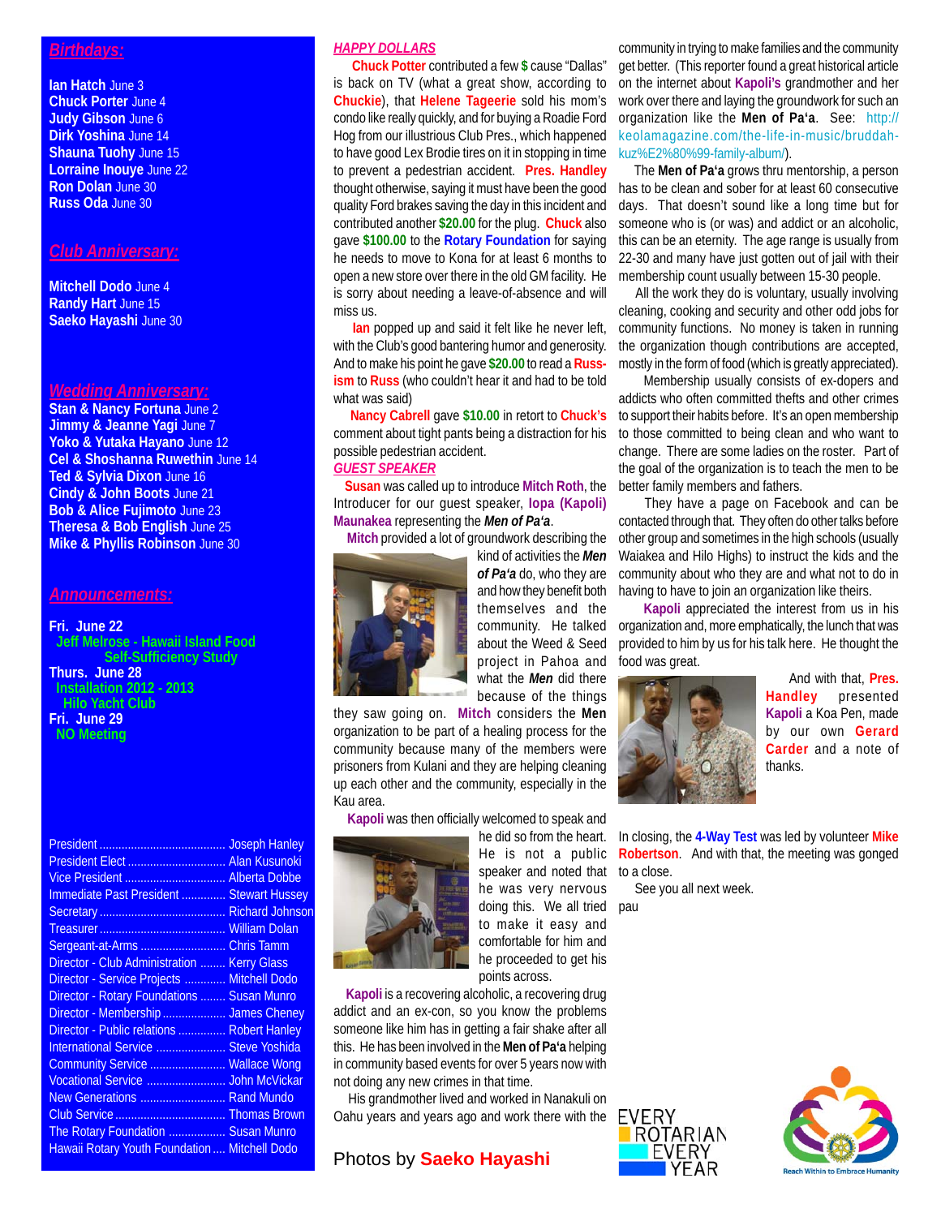## *Birthdays:*

**Ian Hatch** June 3
**Chuck Porter** June 4
**Judy Gibson** June 6
**Dirk Yoshina** June 14
**Shauna Tuohy** June 15
**Lorraine Inouye** June 22
**Ron Dolan** June 30
**Russ Oda** June 30

## *Club Anniversary:*

**Mitchell Dodo** June 4
**Randy Hart** June 15
**Saeko Hayashi** June 30

## *Wedding Anniversary:*

**Stan & Nancy Fortuna** June 2
**Jimmy & Jeanne Yagi** June 7
**Yoko & Yutaka Hayano** June 12
**Cel & Shoshanna Ruwethin** June 14
**Ted & Sylvia Dixon** June 16
**Cindy & John Boots** June 21
**Bob & Alice Fujimoto** June 23
**Theresa & Bob English** June 25
**Mike & Phyllis Robinson** June 30

## *Announcements:*

**Fri. June 22**
**Jeff Melrose - Hawaii Island Food Self-Sufficiency Study**
**Thurs. June 28**
**Installation 2012 - 2013**
**Hilo Yacht Club**
**Fri. June 29**
**NO Meeting**

| | |
|---|---|
| President | Joseph Hanley |
| President Elect | Alan Kusunoki |
| Vice President | Alberta Dobbe |
| Immediate Past President | Stewart Hussey |
| Secretary | Richard Johnson |
| Treasurer | William Dolan |
| Sergeant-at-Arms | Chris Tamm |
| Director - Club Administration | Kerry Glass |
| Director - Service Projects | Mitchell Dodo |
| Director - Rotary Foundations | Susan Munro |
| Director - Membership | James Cheney |
| Director - Public relations | Robert Hanley |
| International Service | Steve Yoshida |
| Community Service | Wallace Wong |
| Vocational Service | John McVickar |
| New Generations | Rand Mundo |
| Club Service | Thomas Brown |
| The Rotary Foundation | Susan Munro |
| Hawaii Rotary Youth Foundation | Mitchell Dodo |

### *HAPPY DOLLARS*

**Chuck Potter** contributed a few **$** cause "Dallas" is back on TV (what a great show, according to **Chuckie**), that **Helene Tageerie** sold his mom's condo like really quickly, and for buying a Roadie Ford Hog from our illustrious Club Pres., which happened to have good Lex Brodie tires on it in stopping in time to prevent a pedestrian accident. **Pres. Handley** thought otherwise, saying it must have been the good quality Ford brakes saving the day in this incident and contributed another **$20.00** for the plug. **Chuck** also gave **$100.00** to the **Rotary Foundation** for saying he needs to move to Kona for at least 6 months to open a new store over there in the old GM facility. He is sorry about needing a leave-of-absence and will miss us.

**Ian** popped up and said it felt like he never left, with the Club's good bantering humor and generosity. And to make his point he gave **$20.00** to read a **Russ-ism** to **Russ** (who couldn't hear it and had to be told what was said)

**Nancy Cabrell** gave **$10.00** in retort to **Chuck's** comment about tight pants being a distraction for his possible pedestrian accident.

### *GUEST SPEAKER*

**Susan** was called up to introduce **Mitch Roth**, the Introducer for our guest speaker, **Iopa (Kapoli) Maunakea** representing the ***Men of Pa'a***.

**Mitch** provided a lot of groundwork describing the kind of activities the ***Men of Pa'a*** do, who they are and how they benefit both themselves and the community. He talked about the Weed & Seed project in Pahoa and what the ***Men*** did there because of the things they saw going on. **Mitch** considers the **Men** organization to be part of a healing process for the community because many of the members were prisoners from Kulani and they are helping cleaning up each other and the community, especially in the Kau area.

**Kapoli** was then officially welcomed to speak and he did so from the heart. He is not a public speaker and noted that he was very nervous doing this. We all tried to make it easy and comfortable for him and he proceeded to get his points across.

**Kapoli** is a recovering alcoholic, a recovering drug addict and an ex-con, so you know the problems someone like him has in getting a fair shake after all this. He has been involved in the **Men of Pa'a** helping in community based events for over 5 years now with not doing any new crimes in that time.

His grandmother lived and worked in Nanakuli on Oahu years and years ago and work there with the community in trying to make families and the community get better. (This reporter found a great historical article on the internet about **Kapoli's** grandmother and her work over there and laying the groundwork for such an organization like the **Men of Pa'a**. See: http://keolamagazine.com/the-life-in-music/bruddah-kuz%E2%80%99-family-album/).

The **Men of Pa'a** grows thru mentorship, a person has to be clean and sober for at least 60 consecutive days. That doesn't sound like a long time but for someone who is (or was) and addict or an alcoholic, this can be an eternity. The age range is usually from 22-30 and many have just gotten out of jail with their membership count usually between 15-30 people.

All the work they do is voluntary, usually involving cleaning, cooking and security and other odd jobs for community functions. No money is taken in running the organization though contributions are accepted, mostly in the form of food (which is greatly appreciated).

Membership usually consists of ex-dopers and addicts who often committed thefts and other crimes to support their habits before. It's an open membership to those committed to being clean and who want to change. There are some ladies on the roster. Part of the goal of the organization is to teach the men to be better family members and fathers.

They have a page on Facebook and can be contacted through that. They often do other talks before other group and sometimes in the high schools (usually Waiakea and Hilo Highs) to instruct the kids and the community about who they are and what not to do in having to have to join an organization like theirs.

**Kapoli** appreciated the interest from us in his organization and, more emphatically, the lunch that was provided to him by us for his talk here. He thought the food was great.

And with that, **Pres. Handley** presented **Kapoli** a Koa Pen, made by our own **Gerard Carder** and a note of thanks.

In closing, the **4-Way Test** was led by volunteer **Mike Robertson**. And with that, the meeting was gonged to a close.

See you all next week.

pau

Photos by **Saeko Hayashi**

EVERY ROTARIAN EVERY YEAR

Reach Within to Embrace Humanity